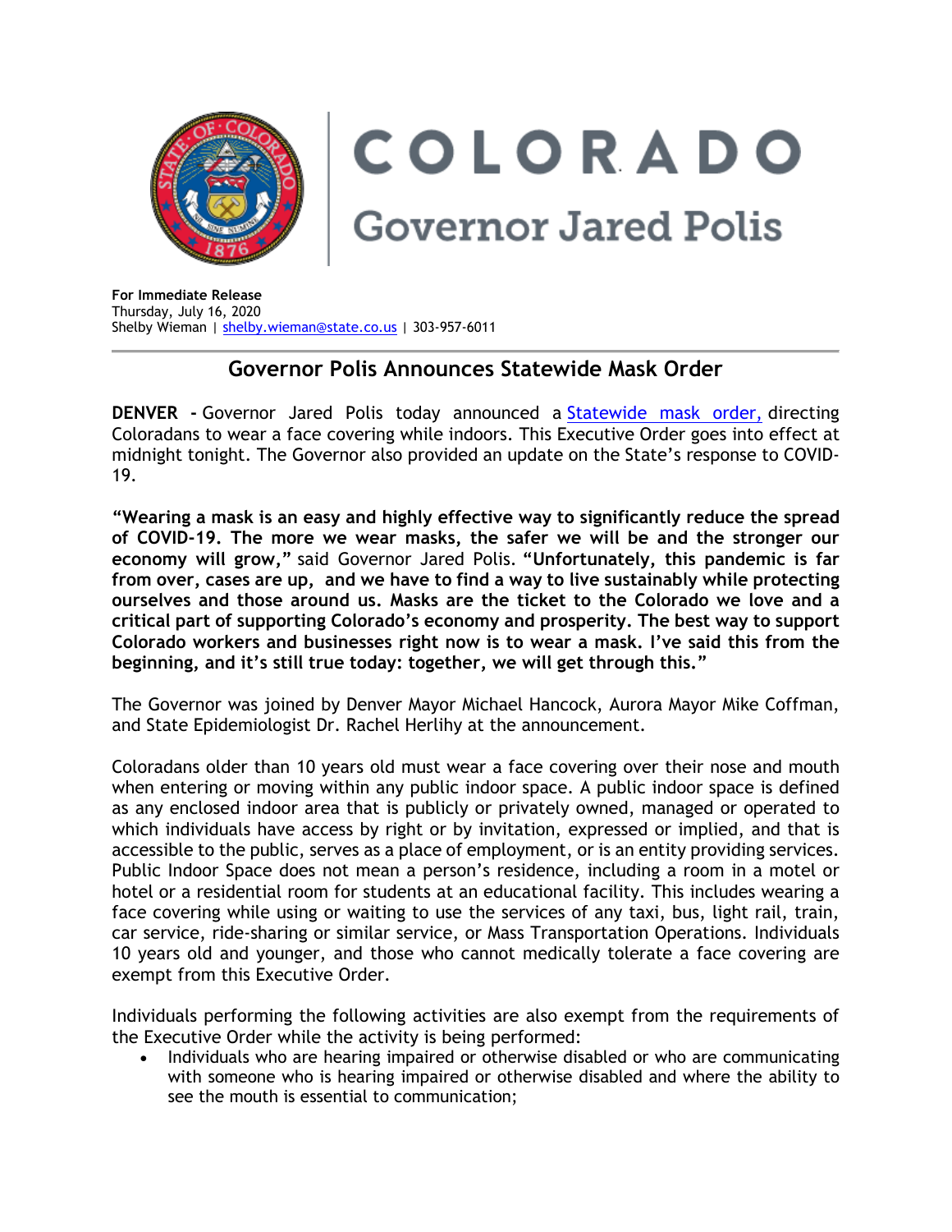# COLORADO

## Governor Jared Polis

**For Immediate Release**
Thursday, July 16, 2020
Shelby Wieman | shelby.wieman@state.co.us | 303-957-6011

---

## Governor Polis Announces Statewide Mask Order

**DENVER -** Governor Jared Polis today announced a [Statewide mask order,](#) directing Coloradans to wear a face covering while indoors. This Executive Order goes into effect at midnight tonight. The Governor also provided an update on the State's response to COVID-19.

**"Wearing a mask is an easy and highly effective way to significantly reduce the spread of COVID-19. The more we wear masks, the safer we will be and the stronger our economy will grow,"** said Governor Jared Polis. **"Unfortunately, this pandemic is far from over, cases are up, and we have to find a way to live sustainably while protecting ourselves and those around us. Masks are the ticket to the Colorado we love and a critical part of supporting Colorado's economy and prosperity. The best way to support Colorado workers and businesses right now is to wear a mask. I've said this from the beginning, and it's still true today: together, we will get through this."**

The Governor was joined by Denver Mayor Michael Hancock, Aurora Mayor Mike Coffman, and State Epidemiologist Dr. Rachel Herlihy at the announcement.

Coloradans older than 10 years old must wear a face covering over their nose and mouth when entering or moving within any public indoor space. A public indoor space is defined as any enclosed indoor area that is publicly or privately owned, managed or operated to which individuals have access by right or by invitation, expressed or implied, and that is accessible to the public, serves as a place of employment, or is an entity providing services. Public Indoor Space does not mean a person's residence, including a room in a motel or hotel or a residential room for students at an educational facility. This includes wearing a face covering while using or waiting to use the services of any taxi, bus, light rail, train, car service, ride-sharing or similar service, or Mass Transportation Operations. Individuals 10 years old and younger, and those who cannot medically tolerate a face covering are exempt from this Executive Order.

Individuals performing the following activities are also exempt from the requirements of the Executive Order while the activity is being performed:

- Individuals who are hearing impaired or otherwise disabled or who are communicating with someone who is hearing impaired or otherwise disabled and where the ability to see the mouth is essential to communication;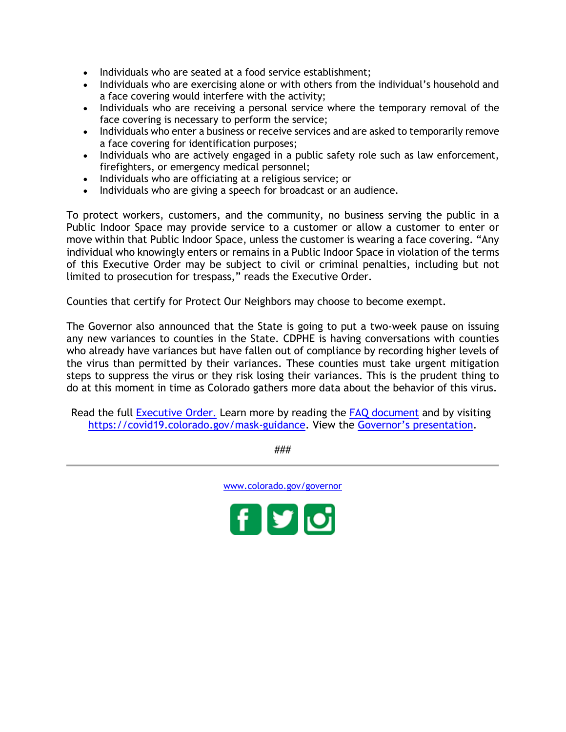- Individuals who are seated at a food service establishment;
- Individuals who are exercising alone or with others from the individual's household and a face covering would interfere with the activity;
- Individuals who are receiving a personal service where the temporary removal of the face covering is necessary to perform the service;
- Individuals who enter a business or receive services and are asked to temporarily remove a face covering for identification purposes;
- Individuals who are actively engaged in a public safety role such as law enforcement, firefighters, or emergency medical personnel;
- Individuals who are officiating at a religious service; or
- Individuals who are giving a speech for broadcast or an audience.

To protect workers, customers, and the community, no business serving the public in a Public Indoor Space may provide service to a customer or allow a customer to enter or move within that Public Indoor Space, unless the customer is wearing a face covering. "Any individual who knowingly enters or remains in a Public Indoor Space in violation of the terms of this Executive Order may be subject to civil or criminal penalties, including but not limited to prosecution for trespass," reads the Executive Order.

Counties that certify for Protect Our Neighbors may choose to become exempt.

The Governor also announced that the State is going to put a two-week pause on issuing any new variances to counties in the State. CDPHE is having conversations with counties who already have variances but have fallen out of compliance by recording higher levels of the virus than permitted by their variances. These counties must take urgent mitigation steps to suppress the virus or they risk losing their variances. This is the prudent thing to do at this moment in time as Colorado gathers more data about the behavior of this virus.

Read the full Executive Order. Learn more by reading the FAQ document and by visiting https://covid19.colorado.gov/mask-guidance. View the Governor's presentation.

###

www.colorado.gov/governor